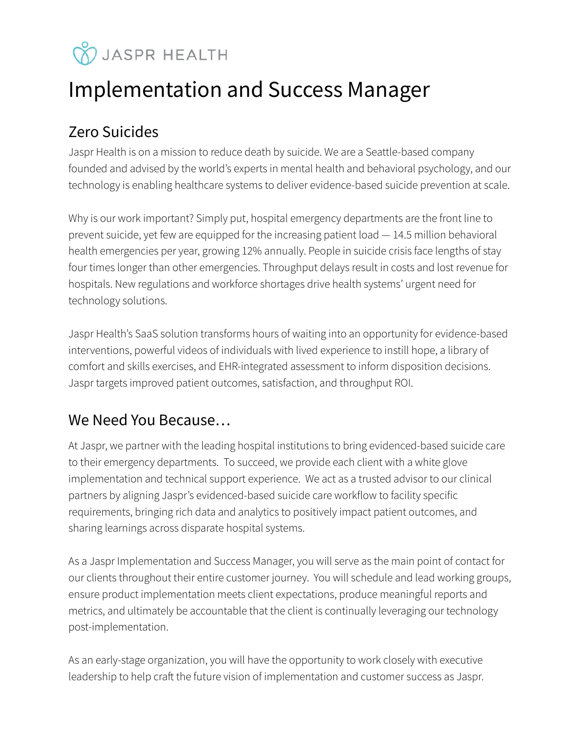JASPR HEALTH

# Implementation and Success Manager

## Zero Suicides

Jaspr Health is on a mission to reduce death by suicide. We are a Seattle-based company founded and advised by the world's experts in mental health and behavioral psychology, and our technology is enabling healthcare systems to deliver evidence-based suicide prevention at scale.

Why is our work important? Simply put, hospital emergency departments are the front line to prevent suicide, yet few are equipped for the increasing patient load — 14.5 million behavioral health emergencies per year, growing 12% annually. People in suicide crisis face lengths of stay four times longer than other emergencies. Throughput delays result in costs and lost revenue for hospitals. New regulations and workforce shortages drive health systems' urgent need for technology solutions.

Jaspr Health's SaaS solution transforms hours of waiting into an opportunity for evidence-based interventions, powerful videos of individuals with lived experience to instill hope, a library of comfort and skills exercises, and EHR-integrated assessment to inform disposition decisions. Jaspr targets improved patient outcomes, satisfaction, and throughput ROI.

## We Need You Because…

At Jaspr, we partner with the leading hospital institutions to bring evidenced-based suicide care to their emergency departments. To succeed, we provide each client with a white glove implementation and technical support experience. We act as a trusted advisor to our clinical partners by aligning Jaspr's evidenced-based suicide care workflow to facility specific requirements, bringing rich data and analytics to positively impact patient outcomes, and sharing learnings across disparate hospital systems.

As a Jaspr Implementation and Success Manager, you will serve as the main point of contact for our clients throughout their entire customer journey. You will schedule and lead working groups, ensure product implementation meets client expectations, produce meaningful reports and metrics, and ultimately be accountable that the client is continually leveraging our technology post-implementation.

As an early-stage organization, you will have the opportunity to work closely with executive leadership to help craft the future vision of implementation and customer success as Jaspr.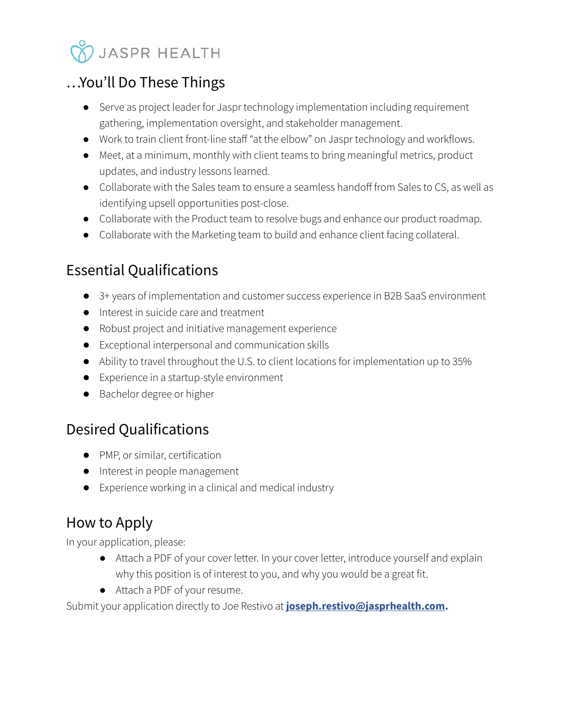JASPR HEALTH

## …You'll Do These Things

- Serve as project leader for Jaspr technology implementation including requirement gathering, implementation oversight, and stakeholder management.
- Work to train client front-line staff "at the elbow" on Jaspr technology and workflows.
- Meet, at a minimum, monthly with client teams to bring meaningful metrics, product updates, and industry lessons learned.
- Collaborate with the Sales team to ensure a seamless handoff from Sales to CS, as well as identifying upsell opportunities post-close.
- Collaborate with the Product team to resolve bugs and enhance our product roadmap.
- Collaborate with the Marketing team to build and enhance client facing collateral.

## Essential Qualifications

- 3+ years of implementation and customer success experience in B2B SaaS environment
- Interest in suicide care and treatment
- Robust project and initiative management experience
- Exceptional interpersonal and communication skills
- Ability to travel throughout the U.S. to client locations for implementation up to 35%
- Experience in a startup-style environment
- Bachelor degree or higher

## Desired Qualifications

- PMP, or similar, certification
- Interest in people management
- Experience working in a clinical and medical industry

## How to Apply

In your application, please:

- Attach a PDF of your cover letter. In your cover letter, introduce yourself and explain why this position is of interest to you, and why you would be a great fit.
- Attach a PDF of your resume.

Submit your application directly to Joe Restivo at **joseph.restivo@jasprhealth.com.**